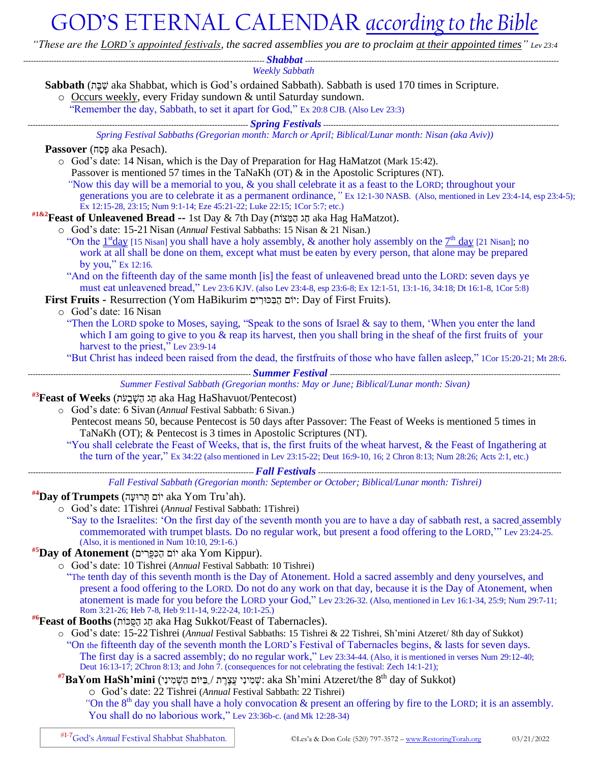# GOD'S ETERNAL CALENDAR *according to the Bible*

*"These are the LORD's appointed festivals, the sacred assemblies you are to proclaim at their appointed times" Lev 23:4*

---

## *Shabbat*

*Weekly Sabbath*

**Sabbath** (שַׁבָּת aka Shabbat, which is God's ordained Sabbath). Sabbath is used 170 times in Scripture.

- Occurs weekly, every Friday sundown & until Saturday sundown.

  "Remember the day, Sabbath, to set it apart for God," Ex 20:8 CJB. (Also Lev 23:3)

---

## *Spring Festivals*

*Spring Festival Sabbaths (Gregorian month: March or April; Biblical/Lunar month: Nisan (aka Aviv))*

**Passover** (פֶּסַח aka Pesach).

- God's date: 14 Nisan, which is the Day of Preparation for Hag HaMatzot (Mark 15:42).

  Passover is mentioned 57 times in the TaNaKh (OT) & in the Apostolic Scriptures (NT).

  "Now this day will be a memorial to you, & you shall celebrate it as a feast to the LORD; throughout your generations you are to celebrate it as a permanent ordinance," Ex 12:1-30 NASB. (Also, mentioned in Lev 23:4-14, esp 23:4-5); Ex 12:15-28, 23:15; Num 9:1-14; Eze 45:21-22; Luke 22:15; 1Cor 5:7; etc.)

[#1&2]**Feast of Unleavened Bread --** 1st Day & 7th Day (חַג הַמַּצּוֹת aka Hag HaMatzot).

- God's date: 15-21 Nisan (*Annual* Festival Sabbaths: 15 Nisan & 21 Nisan.)

  "On the 1st day [15 Nisan] you shall have a holy assembly, & another holy assembly on the 7th day [21 Nisan]; no work at all shall be done on them, except what must be eaten by every person, that alone may be prepared by you," Ex 12:16.

  "And on the fifteenth day of the same month [is] the feast of unleavened bread unto the LORD: seven days ye must eat unleavened bread," Lev 23:6 KJV. (also Lev 23:4-8, esp 23:6-8; Ex 12:1-51, 13:1-16, 34:18; Dt 16:1-8, 1Cor 5:8)

**First Fruits -** Resurrection (Yom HaBikurim יוֹם הַבִּכּוּרִים: Day of First Fruits).

- God's date: 16 Nisan

  "Then the LORD spoke to Moses, saying, "Speak to the sons of Israel & say to them, 'When you enter the land which I am going to give to you & reap its harvest, then you shall bring in the sheaf of the first fruits of your harvest to the priest," Lev 23:9-14

  "But Christ has indeed been raised from the dead, the firstfruits of those who have fallen asleep," 1Cor 15:20-21; Mt 28:6.

---

## *Summer Festival*

*Summer Festival Sabbath (Gregorian months: May or June; Biblical/Lunar month: Sivan)*

[#3]**Feast of Weeks** (חַג הַשָּׁבֻעֹת aka Hag HaShavuot/Pentecost)

- God's date: 6 Sivan (*Annual* Festival Sabbath: 6 Sivan.)

  Pentecost means 50, because Pentecost is 50 days after Passover: The Feast of Weeks is mentioned 5 times in TaNaKh (OT); & Pentecost is 3 times in Apostolic Scriptures (NT).

  "You shall celebrate the Feast of Weeks, that is, the first fruits of the wheat harvest, & the Feast of Ingathering at the turn of the year," Ex 34:22 (also mentioned in Lev 23:15-22; Deut 16:9-10, 16; 2 Chron 8:13; Num 28:26; Acts 2:1, etc.)

---

## *Fall Festivals*

*Fall Festival Sabbath (Gregorian month: September or October; Biblical/Lunar month: Tishrei)*

[#4]**Day of Trumpets** (יוֹם תְּרוּעָה aka Yom Tru'ah).

- God's date: 1Tishrei (*Annual* Festival Sabbath: 1Tishrei)

  "Say to the Israelites: 'On the first day of the seventh month you are to have a day of sabbath rest, a sacred assembly commemorated with trumpet blasts. Do no regular work, but present a food offering to the LORD,'" Lev 23:24-25. (Also, it is mentioned in Num 10:10, 29:1-6.)

[#5]**Day of Atonement** (יוֹם הַכִּפֻּרִים aka Yom Kippur).

- God's date: 10 Tishrei (*Annual* Festival Sabbath: 10 Tishrei)

  "The tenth day of this seventh month is the Day of Atonement. Hold a sacred assembly and deny yourselves, and present a food offering to the LORD. Do not do any work on that day, because it is the Day of Atonement, when atonement is made for you before the LORD your God," Lev 23:26-32. (Also, mentioned in Lev 16:1-34, 25:9; Num 29:7-11; Rom 3:21-26; Heb 7-8, Heb 9:11-14, 9:22-24, 10:1-25.)

[#6]**Feast of Booths** (חַג הַסֻּכּוֹת aka Hag Sukkot/Feast of Tabernacles).

- God's date: 15-22 Tishrei (*Annual* Festival Sabbaths: 15 Tishrei & 22 Tishrei, Sh'mini Atzeret/ 8th day of Sukkot)

  "On the fifteenth day of the seventh month the LORD's Festival of Tabernacles begins, & lasts for seven days. The first day is a sacred assembly; do no regular work," Lev 23:34-44. (Also, it is mentioned in verses Num 29:12-40; Deut 16:13-17; 2Chron 8:13; and John 7. (consequences for not celebrating the festival: Zech 14:1-21);

  [#7]**BaYom HaSh'mini** (שְׁמִינִי עֲצֶרֶת / בַּיּוֹם הַשְּׁמִינִי: aka Sh'mini Atzeret/the 8th day of Sukkot)

  - God's date: 22 Tishrei (*Annual* Festival Sabbath: 22 Tishrei)

    "On the 8th day you shall have a holy convocation & present an offering by fire to the LORD; it is an assembly. You shall do no laborious work," Lev 23:36b-c. (and Mk 12:28-34)

[#1-7]God's *Annual* Festival Shabbat Shabbaton.

©Les'a & Don Cole (520) 797-3572 – www.RestoringTorah.org 03/21/2022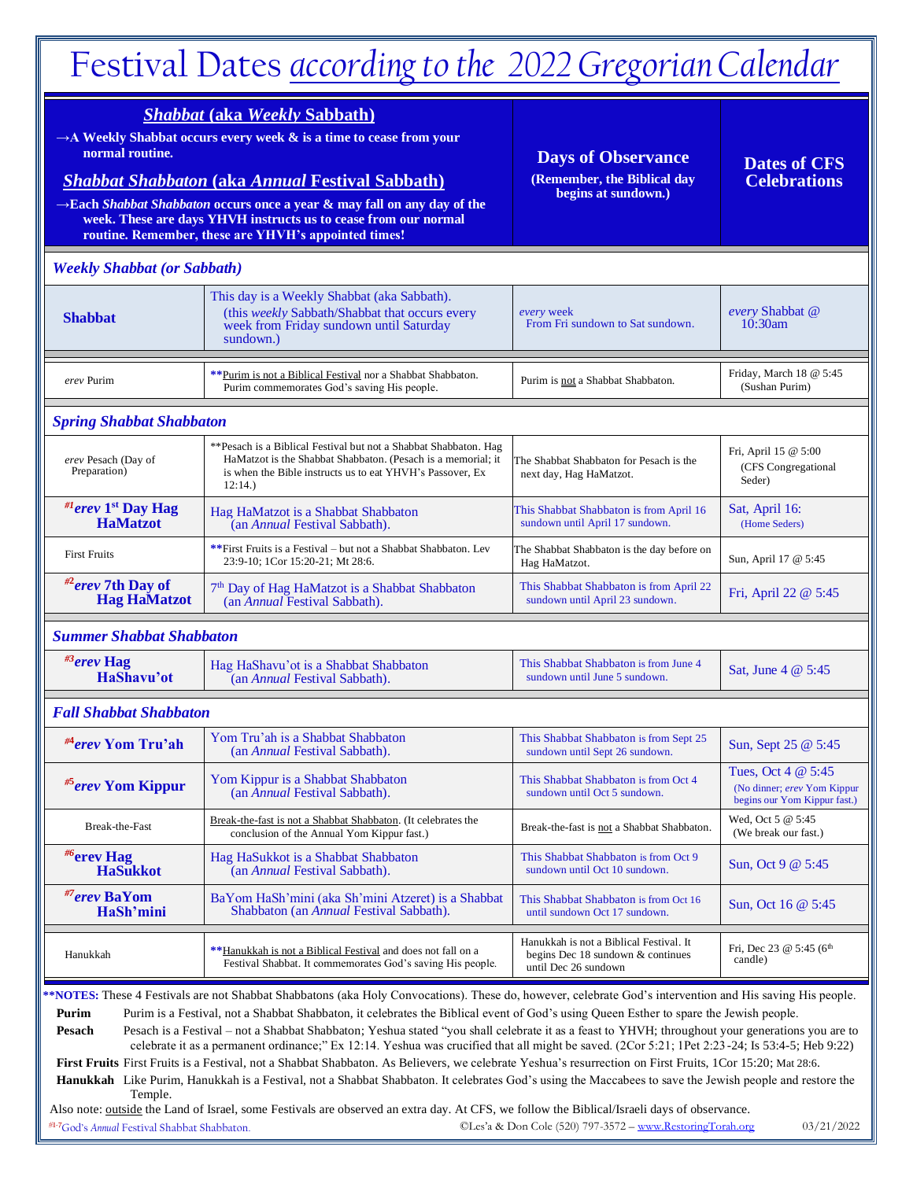# Festival Dates *according to the 2022 Gregorian Calendar*

| ***Shabbat* (aka *Weekly* Sabbath)** →A Weekly Shabbat occurs every week & is a time to cease from your normal routine. ***Shabbat Shabbaton* (aka *Annual* Festival Sabbath)** →Each *Shabbat Shabbaton* occurs once a year & may fall on any day of the week. These are days YHVH instructs us to cease from our normal routine. Remember, these are YHVH's appointed times! | | **Days of Observance** (Remember, the Biblical day begins at sundown.) | **Dates of CFS Celebrations** |
|---|---|---|---|
| ***Weekly Shabbat (or Sabbath)*** | | | |
| **Shabbat** | This day is a Weekly Shabbat (aka Sabbath). (this *weekly* Sabbath/Shabbat that occurs every week from Friday sundown until Saturday sundown.) | *every* week From Fri sundown to Sat sundown. | *every* Shabbat @ 10:30am |
| *erev* Purim | **Purim is not a Biblical Festival nor a Shabbat Shabbaton. Purim commemorates God's saving His people. | Purim is not a Shabbat Shabbaton. | Friday, March 18 @ 5:45 (Sushan Purim) |
| ***Spring Shabbat Shabbaton*** | | | |
| *erev* Pesach (Day of Preparation) | **Pesach is a Biblical Festival but not a Shabbat Shabbaton. Hag HaMatzot is the Shabbat Shabbaton. (Pesach is a memorial; it is when the Bible instructs us to eat YHVH's Passover, Ex 12:14.) | The Shabbat Shabbaton for Pesach is the next day, Hag HaMatzot. | Fri, April 15 @ 5:00 (CFS Congregational Seder) |
| #1 ***erev* 1st Day Hag HaMatzot** | Hag HaMatzot is a Shabbat Shabbaton (an *Annual* Festival Sabbath). | This Shabbat Shabbaton is from April 16 sundown until April 17 sundown. | Sat, April 16: (Home Seders) |
| First Fruits | **First Fruits is a Festival – but not a Shabbat Shabbaton. Lev 23:9-10; 1Cor 15:20-21; Mt 28:6. | The Shabbat Shabbaton is the day before on Hag HaMatzot. | Sun, April 17 @ 5:45 |
| #2 ***erev* 7th Day of Hag HaMatzot** | 7th Day of Hag HaMatzot is a Shabbat Shabbaton (an *Annual* Festival Sabbath). | This Shabbat Shabbaton is from April 22 sundown until April 23 sundown. | Fri, April 22 @ 5:45 |
| ***Summer Shabbat Shabbaton*** | | | |
| #3 ***erev* Hag HaShavu'ot** | Hag HaShavu'ot is a Shabbat Shabbaton (an *Annual* Festival Sabbath). | This Shabbat Shabbaton is from June 4 sundown until June 5 sundown. | Sat, June 4 @ 5:45 |
| ***Fall Shabbat Shabbaton*** | | | |
| #4 ***erev* Yom Tru'ah** | Yom Tru'ah is a Shabbat Shabbaton (an *Annual* Festival Sabbath). | This Shabbat Shabbaton is from Sept 25 sundown until Sept 26 sundown. | Sun, Sept 25 @ 5:45 |
| #5 ***erev* Yom Kippur** | Yom Kippur is a Shabbat Shabbaton (an *Annual* Festival Sabbath). | This Shabbat Shabbaton is from Oct 4 sundown until Oct 5 sundown. | Tues, Oct 4 @ 5:45 (No dinner; *erev* Yom Kippur begins our Yom Kippur fast.) |
| Break-the-Fast | Break-the-fast is not a Shabbat Shabbaton. (It celebrates the conclusion of the Annual Yom Kippur fast.) | Break-the-fast is not a Shabbat Shabbaton. | Wed, Oct 5 @ 5:45 (We break our fast.) |
| #6 **erev Hag HaSukkot** | Hag HaSukkot is a Shabbat Shabbaton (an *Annual* Festival Sabbath). | This Shabbat Shabbaton is from Oct 9 sundown until Oct 10 sundown. | Sun, Oct 9 @ 5:45 |
| #7 ***erev* BaYom HaSh'mini** | BaYom HaSh'mini (aka Sh'mini Atzeret) is a Shabbat Shabbaton (an *Annual* Festival Sabbath). | This Shabbat Shabbaton is from Oct 16 until sundown Oct 17 sundown. | Sun, Oct 16 @ 5:45 |
| Hanukkah | **Hanukkah is not a Biblical Festival and does not fall on a Festival Shabbat. It commemorates God's saving His people. | Hanukkah is not a Biblical Festival. It begins Dec 18 sundown & continues until Dec 26 sundown | Fri, Dec 23 @ 5:45 (6th candle) |

****NOTES:** These 4 Festivals are not Shabbat Shabbatons (aka Holy Convocations). These do, however, celebrate God's intervention and His saving His people.

**Purim** Purim is a Festival, not a Shabbat Shabbaton, it celebrates the Biblical event of God's using Queen Esther to spare the Jewish people.

**Pesach** Pesach is a Festival – not a Shabbat Shabbaton; Yeshua stated "you shall celebrate it as a feast to YHVH; throughout your generations you are to celebrate it as a permanent ordinance;" Ex 12:14. Yeshua was crucified that all might be saved. (2Cor 5:21; 1Pet 2:23-24; Is 53:4-5; Heb 9:22)

**First Fruits** First Fruits is a Festival, not a Shabbat Shabbaton. As Believers, we celebrate Yeshua's resurrection on First Fruits, 1Cor 15:20; Mat 28:6.

**Hanukkah** Like Purim, Hanukkah is a Festival, not a Shabbat Shabbaton. It celebrates God's using the Maccabees to save the Jewish people and restore the Temple.

Also note: outside the Land of Israel, some Festivals are observed an extra day. At CFS, we follow the Biblical/Israeli days of observance.

#1-7 God's *Annual* Festival Shabbat Shabbaton. ©Les'a & Don Cole (520) 797-3572 – www.RestoringTorah.org 03/21/2022